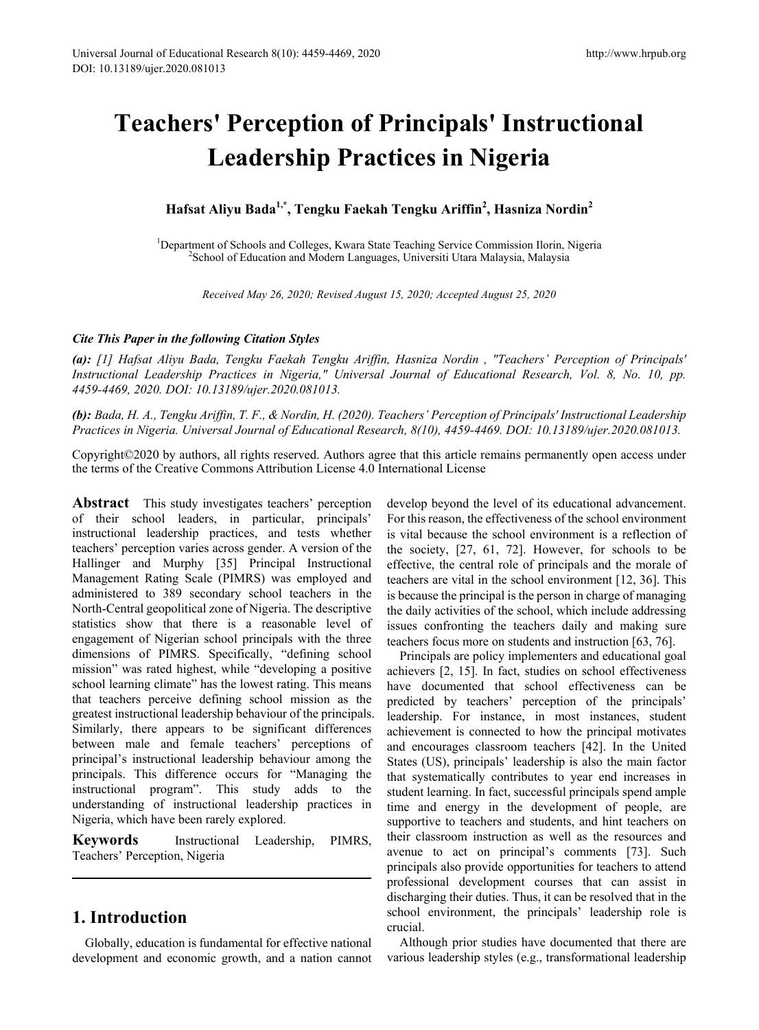# Teachers' Perception of Principals' Instructional Leadership Practices in Nigeria

**Hafsat Aliyu Bada[1,*], Tengku Faekah Tengku Ariffin[2], Hasniza Nordin[2]**

[1]Department of Schools and Colleges, Kwara State Teaching Service Commission Ilorin, Nigeria
[2]School of Education and Modern Languages, Universiti Utara Malaysia, Malaysia

*Received May 26, 2020; Revised August 15, 2020; Accepted August 25, 2020*

***Cite This Paper in the following Citation Styles***

***(a):*** *[1] Hafsat Aliyu Bada, Tengku Faekah Tengku Ariffin, Hasniza Nordin , "Teachers' Perception of Principals' Instructional Leadership Practices in Nigeria," Universal Journal of Educational Research, Vol. 8, No. 10, pp. 4459-4469, 2020. DOI: 10.13189/ujer.2020.081013.*

***(b):*** *Bada, H. A., Tengku Ariffin, T. F., & Nordin, H. (2020). Teachers' Perception of Principals' Instructional Leadership Practices in Nigeria. Universal Journal of Educational Research, 8(10), 4459-4469. DOI: 10.13189/ujer.2020.081013.*

Copyright©2020 by authors, all rights reserved. Authors agree that this article remains permanently open access under the terms of the Creative Commons Attribution License 4.0 International License

**Abstract** This study investigates teachers' perception of their school leaders, in particular, principals' instructional leadership practices, and tests whether teachers' perception varies across gender. A version of the Hallinger and Murphy [35] Principal Instructional Management Rating Scale (PIMRS) was employed and administered to 389 secondary school teachers in the North-Central geopolitical zone of Nigeria. The descriptive statistics show that there is a reasonable level of engagement of Nigerian school principals with the three dimensions of PIMRS. Specifically, "defining school mission" was rated highest, while "developing a positive school learning climate" has the lowest rating. This means that teachers perceive defining school mission as the greatest instructional leadership behaviour of the principals. Similarly, there appears to be significant differences between male and female teachers' perceptions of principal's instructional leadership behaviour among the principals. This difference occurs for "Managing the instructional program". This study adds to the understanding of instructional leadership practices in Nigeria, which have been rarely explored.

**Keywords** Instructional Leadership, PIMRS, Teachers' Perception, Nigeria

## 1. Introduction

Globally, education is fundamental for effective national development and economic growth, and a nation cannot develop beyond the level of its educational advancement. For this reason, the effectiveness of the school environment is vital because the school environment is a reflection of the society, [27, 61, 72]. However, for schools to be effective, the central role of principals and the morale of teachers are vital in the school environment [12, 36]. This is because the principal is the person in charge of managing the daily activities of the school, which include addressing issues confronting the teachers daily and making sure teachers focus more on students and instruction [63, 76].

Principals are policy implementers and educational goal achievers [2, 15]. In fact, studies on school effectiveness have documented that school effectiveness can be predicted by teachers' perception of the principals' leadership. For instance, in most instances, student achievement is connected to how the principal motivates and encourages classroom teachers [42]. In the United States (US), principals' leadership is also the main factor that systematically contributes to year end increases in student learning. In fact, successful principals spend ample time and energy in the development of people, are supportive to teachers and students, and hint teachers on their classroom instruction as well as the resources and avenue to act on principal's comments [73]. Such principals also provide opportunities for teachers to attend professional development courses that can assist in discharging their duties. Thus, it can be resolved that in the school environment, the principals' leadership role is crucial.

Although prior studies have documented that there are various leadership styles (e.g., transformational leadership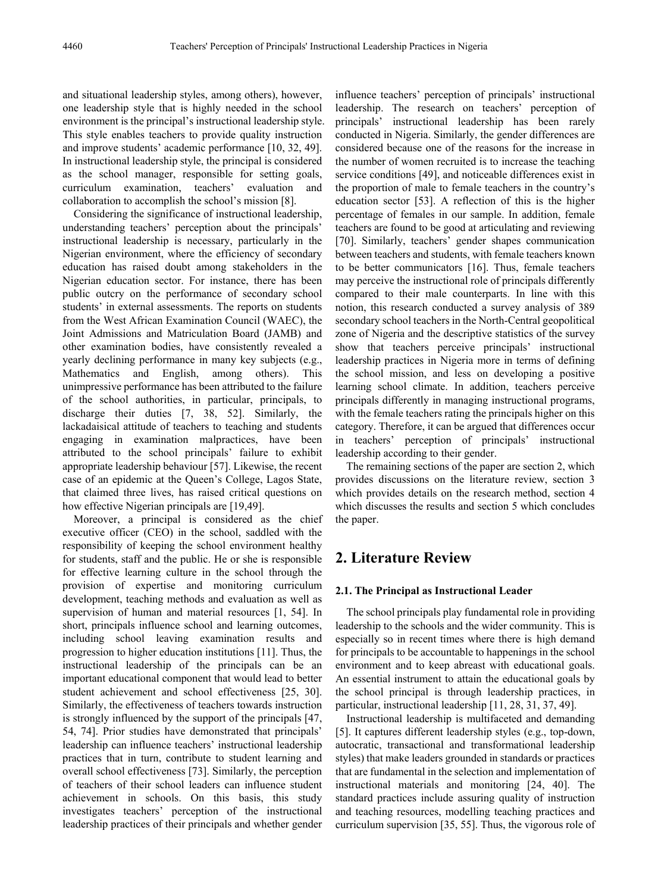and situational leadership styles, among others), however, one leadership style that is highly needed in the school environment is the principal's instructional leadership style. This style enables teachers to provide quality instruction and improve students' academic performance [10, 32, 49]. In instructional leadership style, the principal is considered as the school manager, responsible for setting goals, curriculum examination, teachers' evaluation and collaboration to accomplish the school's mission [8].

Considering the significance of instructional leadership, understanding teachers' perception about the principals' instructional leadership is necessary, particularly in the Nigerian environment, where the efficiency of secondary education has raised doubt among stakeholders in the Nigerian education sector. For instance, there has been public outcry on the performance of secondary school students' in external assessments. The reports on students from the West African Examination Council (WAEC), the Joint Admissions and Matriculation Board (JAMB) and other examination bodies, have consistently revealed a yearly declining performance in many key subjects (e.g., Mathematics and English, among others). This unimpressive performance has been attributed to the failure of the school authorities, in particular, principals, to discharge their duties [7, 38, 52]. Similarly, the lackadaisical attitude of teachers to teaching and students engaging in examination malpractices, have been attributed to the school principals' failure to exhibit appropriate leadership behaviour [57]. Likewise, the recent case of an epidemic at the Queen's College, Lagos State, that claimed three lives, has raised critical questions on how effective Nigerian principals are [19,49].

Moreover, a principal is considered as the chief executive officer (CEO) in the school, saddled with the responsibility of keeping the school environment healthy for students, staff and the public. He or she is responsible for effective learning culture in the school through the provision of expertise and monitoring curriculum development, teaching methods and evaluation as well as supervision of human and material resources [1, 54]. In short, principals influence school and learning outcomes, including school leaving examination results and progression to higher education institutions [11]. Thus, the instructional leadership of the principals can be an important educational component that would lead to better student achievement and school effectiveness [25, 30]. Similarly, the effectiveness of teachers towards instruction is strongly influenced by the support of the principals [47, 54, 74]. Prior studies have demonstrated that principals' leadership can influence teachers' instructional leadership practices that in turn, contribute to student learning and overall school effectiveness [73]. Similarly, the perception of teachers of their school leaders can influence student achievement in schools. On this basis, this study investigates teachers' perception of the instructional leadership practices of their principals and whether gender influence teachers' perception of principals' instructional leadership. The research on teachers' perception of principals' instructional leadership has been rarely conducted in Nigeria. Similarly, the gender differences are considered because one of the reasons for the increase in the number of women recruited is to increase the teaching service conditions [49], and noticeable differences exist in the proportion of male to female teachers in the country's education sector [53]. A reflection of this is the higher percentage of females in our sample. In addition, female teachers are found to be good at articulating and reviewing [70]. Similarly, teachers' gender shapes communication between teachers and students, with female teachers known to be better communicators [16]. Thus, female teachers may perceive the instructional role of principals differently compared to their male counterparts. In line with this notion, this research conducted a survey analysis of 389 secondary school teachers in the North-Central geopolitical zone of Nigeria and the descriptive statistics of the survey show that teachers perceive principals' instructional leadership practices in Nigeria more in terms of defining the school mission, and less on developing a positive learning school climate. In addition, teachers perceive principals differently in managing instructional programs, with the female teachers rating the principals higher on this category. Therefore, it can be argued that differences occur in teachers' perception of principals' instructional leadership according to their gender.

The remaining sections of the paper are section 2, which provides discussions on the literature review, section 3 which provides details on the research method, section 4 which discusses the results and section 5 which concludes the paper.

## 2. Literature Review

### 2.1. The Principal as Instructional Leader

The school principals play fundamental role in providing leadership to the schools and the wider community. This is especially so in recent times where there is high demand for principals to be accountable to happenings in the school environment and to keep abreast with educational goals. An essential instrument to attain the educational goals by the school principal is through leadership practices, in particular, instructional leadership [11, 28, 31, 37, 49].

Instructional leadership is multifaceted and demanding [5]. It captures different leadership styles (e.g., top-down, autocratic, transactional and transformational leadership styles) that make leaders grounded in standards or practices that are fundamental in the selection and implementation of instructional materials and monitoring [24, 40]. The standard practices include assuring quality of instruction and teaching resources, modelling teaching practices and curriculum supervision [35, 55]. Thus, the vigorous role of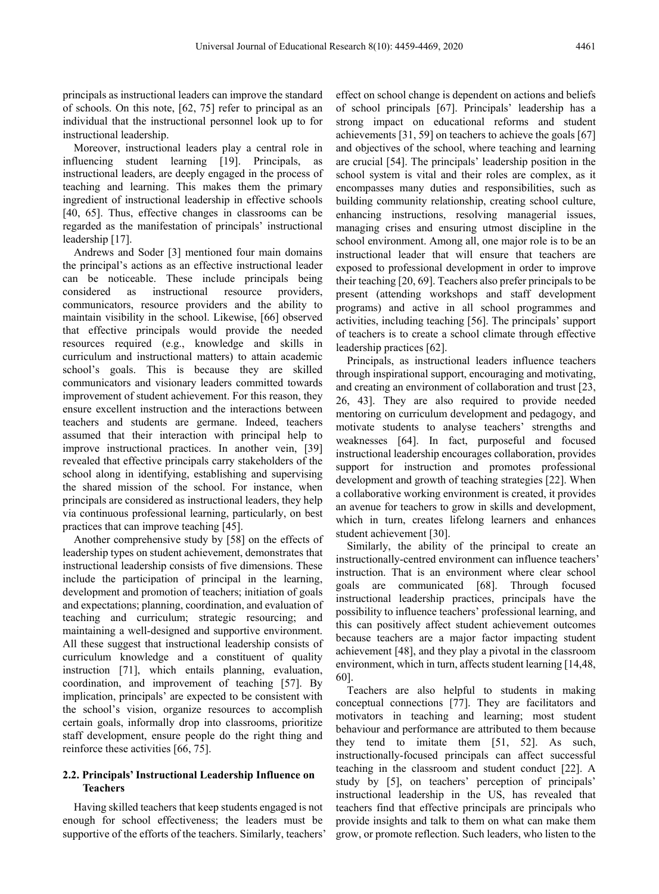principals as instructional leaders can improve the standard of schools. On this note, [62, 75] refer to principal as an individual that the instructional personnel look up to for instructional leadership.

Moreover, instructional leaders play a central role in influencing student learning [19]. Principals, as instructional leaders, are deeply engaged in the process of teaching and learning. This makes them the primary ingredient of instructional leadership in effective schools [40, 65]. Thus, effective changes in classrooms can be regarded as the manifestation of principals' instructional leadership [17].

Andrews and Soder [3] mentioned four main domains the principal's actions as an effective instructional leader can be noticeable. These include principals being considered as instructional resource providers, communicators, resource providers and the ability to maintain visibility in the school. Likewise, [66] observed that effective principals would provide the needed resources required (e.g., knowledge and skills in curriculum and instructional matters) to attain academic school's goals. This is because they are skilled communicators and visionary leaders committed towards improvement of student achievement. For this reason, they ensure excellent instruction and the interactions between teachers and students are germane. Indeed, teachers assumed that their interaction with principal help to improve instructional practices. In another vein, [39] revealed that effective principals carry stakeholders of the school along in identifying, establishing and supervising the shared mission of the school. For instance, when principals are considered as instructional leaders, they help via continuous professional learning, particularly, on best practices that can improve teaching [45].

Another comprehensive study by [58] on the effects of leadership types on student achievement, demonstrates that instructional leadership consists of five dimensions. These include the participation of principal in the learning, development and promotion of teachers; initiation of goals and expectations; planning, coordination, and evaluation of teaching and curriculum; strategic resourcing; and maintaining a well-designed and supportive environment. All these suggest that instructional leadership consists of curriculum knowledge and a constituent of quality instruction [71], which entails planning, evaluation, coordination, and improvement of teaching [57]. By implication, principals' are expected to be consistent with the school's vision, organize resources to accomplish certain goals, informally drop into classrooms, prioritize staff development, ensure people do the right thing and reinforce these activities [66, 75].

### 2.2. Principals' Instructional Leadership Influence on Teachers

Having skilled teachers that keep students engaged is not enough for school effectiveness; the leaders must be supportive of the efforts of the teachers. Similarly, teachers' effect on school change is dependent on actions and beliefs of school principals [67]. Principals' leadership has a strong impact on educational reforms and student achievements [31, 59] on teachers to achieve the goals [67] and objectives of the school, where teaching and learning are crucial [54]. The principals' leadership position in the school system is vital and their roles are complex, as it encompasses many duties and responsibilities, such as building community relationship, creating school culture, enhancing instructions, resolving managerial issues, managing crises and ensuring utmost discipline in the school environment. Among all, one major role is to be an instructional leader that will ensure that teachers are exposed to professional development in order to improve their teaching [20, 69]. Teachers also prefer principals to be present (attending workshops and staff development programs) and active in all school programmes and activities, including teaching [56]. The principals' support of teachers is to create a school climate through effective leadership practices [62].

Principals, as instructional leaders influence teachers through inspirational support, encouraging and motivating, and creating an environment of collaboration and trust [23, 26, 43]. They are also required to provide needed mentoring on curriculum development and pedagogy, and motivate students to analyse teachers' strengths and weaknesses [64]. In fact, purposeful and focused instructional leadership encourages collaboration, provides support for instruction and promotes professional development and growth of teaching strategies [22]. When a collaborative working environment is created, it provides an avenue for teachers to grow in skills and development, which in turn, creates lifelong learners and enhances student achievement [30].

Similarly, the ability of the principal to create an instructionally-centred environment can influence teachers' instruction. That is an environment where clear school goals are communicated [68]. Through focused instructional leadership practices, principals have the possibility to influence teachers' professional learning, and this can positively affect student achievement outcomes because teachers are a major factor impacting student achievement [48], and they play a pivotal in the classroom environment, which in turn, affects student learning [14,48, 60].

Teachers are also helpful to students in making conceptual connections [77]. They are facilitators and motivators in teaching and learning; most student behaviour and performance are attributed to them because they tend to imitate them [51, 52]. As such, instructionally-focused principals can affect successful teaching in the classroom and student conduct [22]. A study by [5], on teachers' perception of principals' instructional leadership in the US, has revealed that teachers find that effective principals are principals who provide insights and talk to them on what can make them grow, or promote reflection. Such leaders, who listen to the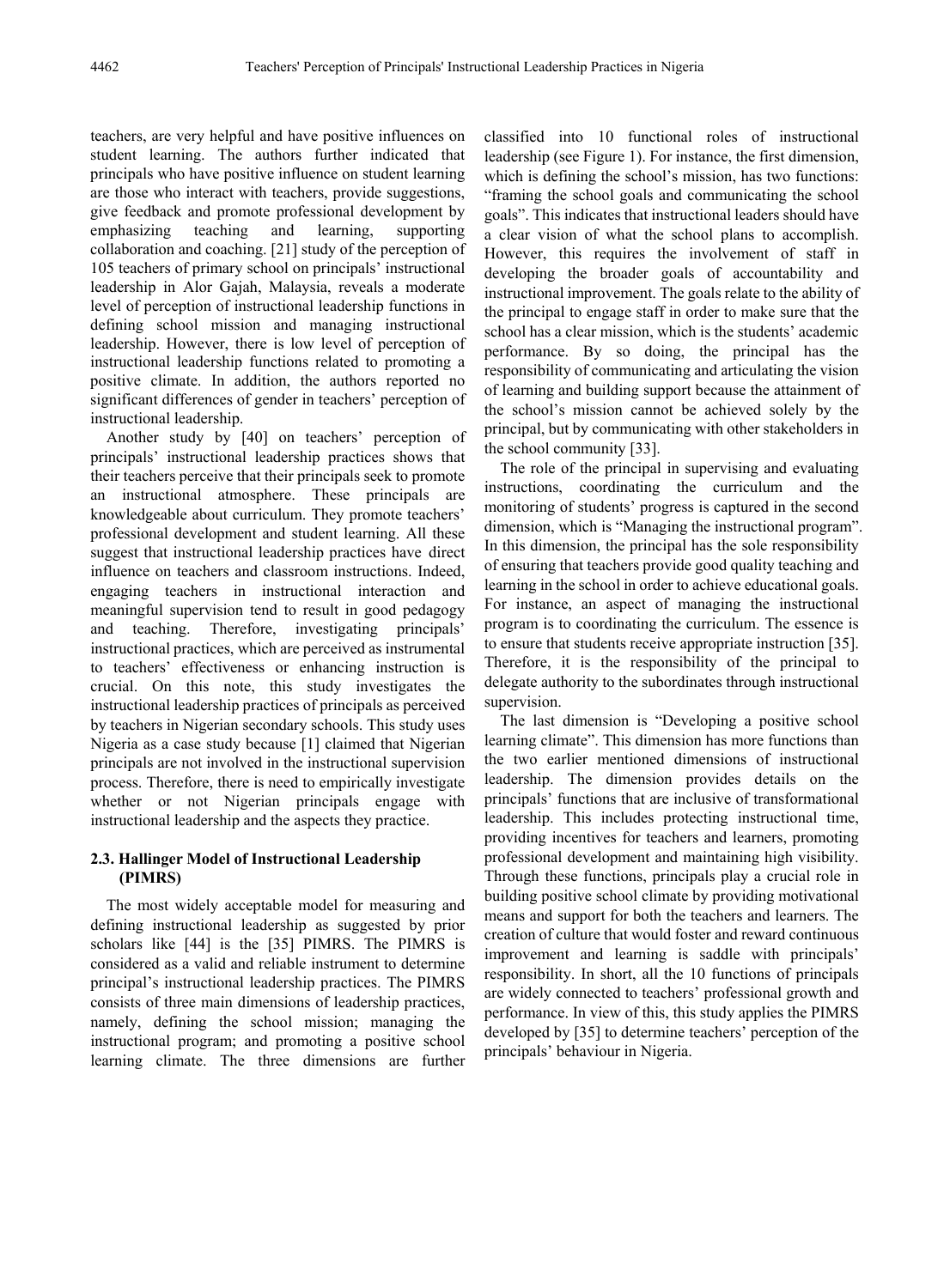teachers, are very helpful and have positive influences on student learning. The authors further indicated that principals who have positive influence on student learning are those who interact with teachers, provide suggestions, give feedback and promote professional development by emphasizing teaching and learning, supporting collaboration and coaching. [21] study of the perception of 105 teachers of primary school on principals' instructional leadership in Alor Gajah, Malaysia, reveals a moderate level of perception of instructional leadership functions in defining school mission and managing instructional leadership. However, there is low level of perception of instructional leadership functions related to promoting a positive climate. In addition, the authors reported no significant differences of gender in teachers' perception of instructional leadership.

Another study by [40] on teachers' perception of principals' instructional leadership practices shows that their teachers perceive that their principals seek to promote an instructional atmosphere. These principals are knowledgeable about curriculum. They promote teachers' professional development and student learning. All these suggest that instructional leadership practices have direct influence on teachers and classroom instructions. Indeed, engaging teachers in instructional interaction and meaningful supervision tend to result in good pedagogy and teaching. Therefore, investigating principals' instructional practices, which are perceived as instrumental to teachers' effectiveness or enhancing instruction is crucial. On this note, this study investigates the instructional leadership practices of principals as perceived by teachers in Nigerian secondary schools. This study uses Nigeria as a case study because [1] claimed that Nigerian principals are not involved in the instructional supervision process. Therefore, there is need to empirically investigate whether or not Nigerian principals engage with instructional leadership and the aspects they practice.

### 2.3. Hallinger Model of Instructional Leadership (PIMRS)

The most widely acceptable model for measuring and defining instructional leadership as suggested by prior scholars like [44] is the [35] PIMRS. The PIMRS is considered as a valid and reliable instrument to determine principal's instructional leadership practices. The PIMRS consists of three main dimensions of leadership practices, namely, defining the school mission; managing the instructional program; and promoting a positive school learning climate. The three dimensions are further classified into 10 functional roles of instructional leadership (see Figure 1). For instance, the first dimension, which is defining the school's mission, has two functions: "framing the school goals and communicating the school goals". This indicates that instructional leaders should have a clear vision of what the school plans to accomplish. However, this requires the involvement of staff in developing the broader goals of accountability and instructional improvement. The goals relate to the ability of the principal to engage staff in order to make sure that the school has a clear mission, which is the students' academic performance. By so doing, the principal has the responsibility of communicating and articulating the vision of learning and building support because the attainment of the school's mission cannot be achieved solely by the principal, but by communicating with other stakeholders in the school community [33].

The role of the principal in supervising and evaluating instructions, coordinating the curriculum and the monitoring of students' progress is captured in the second dimension, which is "Managing the instructional program". In this dimension, the principal has the sole responsibility of ensuring that teachers provide good quality teaching and learning in the school in order to achieve educational goals. For instance, an aspect of managing the instructional program is to coordinating the curriculum. The essence is to ensure that students receive appropriate instruction [35]. Therefore, it is the responsibility of the principal to delegate authority to the subordinates through instructional supervision.

The last dimension is "Developing a positive school learning climate". This dimension has more functions than the two earlier mentioned dimensions of instructional leadership. The dimension provides details on the principals' functions that are inclusive of transformational leadership. This includes protecting instructional time, providing incentives for teachers and learners, promoting professional development and maintaining high visibility. Through these functions, principals play a crucial role in building positive school climate by providing motivational means and support for both the teachers and learners. The creation of culture that would foster and reward continuous improvement and learning is saddle with principals' responsibility. In short, all the 10 functions of principals are widely connected to teachers' professional growth and performance. In view of this, this study applies the PIMRS developed by [35] to determine teachers' perception of the principals' behaviour in Nigeria.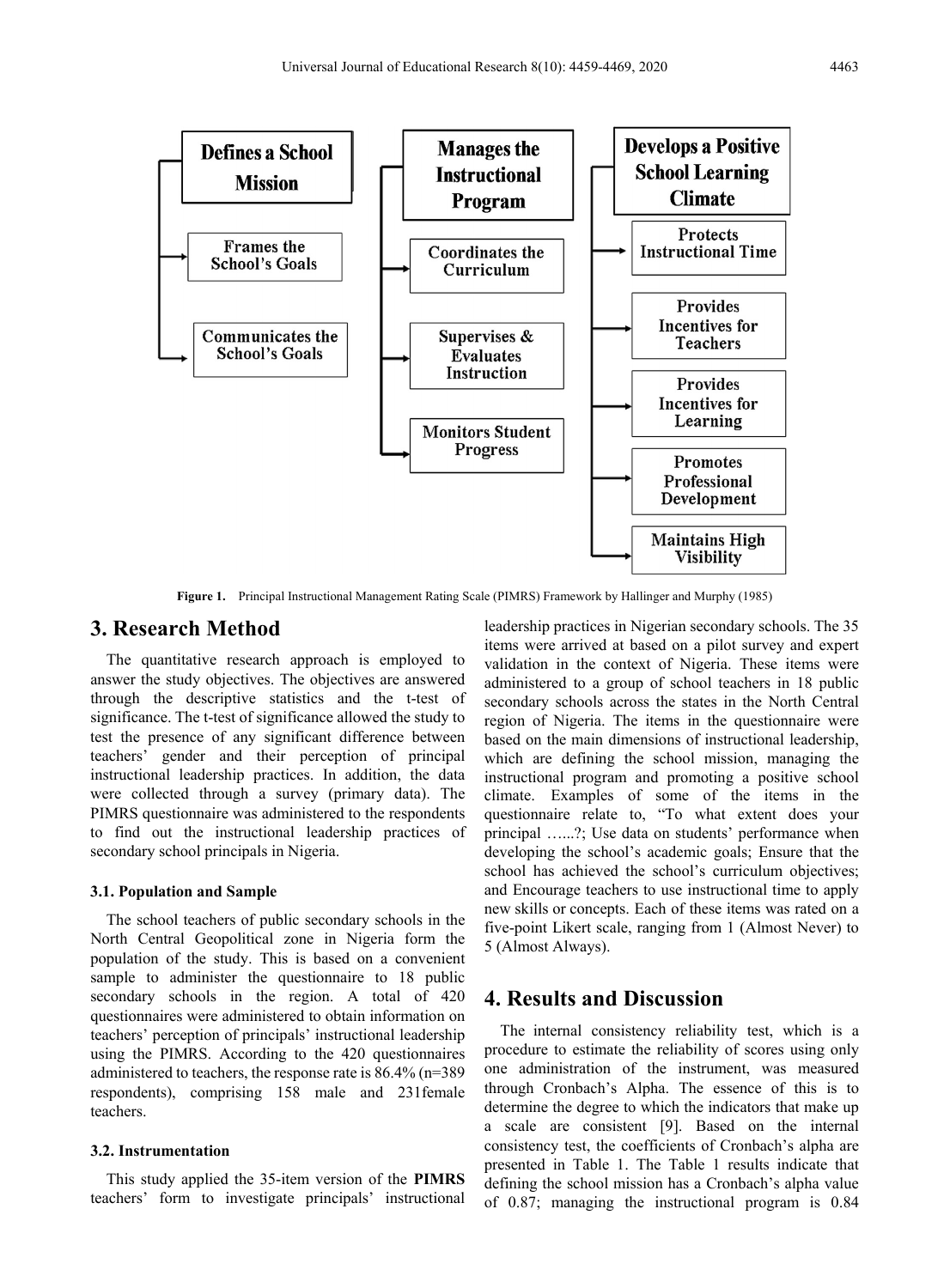**Defines a School Mission**
- Frames the School's Goals
- Communicates the School's Goals

**Manages the Instructional Program**
- Coordinates the Curriculum
- Supervises & Evaluates Instruction
- Monitors Student Progress

**Develops a Positive School Learning Climate**
- Protects Instructional Time
- Provides Incentives for Teachers
- Provides Incentives for Learning
- Promotes Professional Development
- Maintains High Visibility

**Figure 1.** Principal Instructional Management Rating Scale (PIMRS) Framework by Hallinger and Murphy (1985)

## 3. Research Method

The quantitative research approach is employed to answer the study objectives. The objectives are answered through the descriptive statistics and the t-test of significance. The t-test of significance allowed the study to test the presence of any significant difference between teachers' gender and their perception of principal instructional leadership practices. In addition, the data were collected through a survey (primary data). The PIMRS questionnaire was administered to the respondents to find out the instructional leadership practices of secondary school principals in Nigeria.

### 3.1. Population and Sample

The school teachers of public secondary schools in the North Central Geopolitical zone in Nigeria form the population of the study. This is based on a convenient sample to administer the questionnaire to 18 public secondary schools in the region. A total of 420 questionnaires were administered to obtain information on teachers' perception of principals' instructional leadership using the PIMRS. According to the 420 questionnaires administered to teachers, the response rate is 86.4% (n=389 respondents), comprising 158 male and 231female teachers.

### 3.2. Instrumentation

This study applied the 35-item version of the **PIMRS** teachers' form to investigate principals' instructional leadership practices in Nigerian secondary schools. The 35 items were arrived at based on a pilot survey and expert validation in the context of Nigeria. These items were administered to a group of school teachers in 18 public secondary schools across the states in the North Central region of Nigeria. The items in the questionnaire were based on the main dimensions of instructional leadership, which are defining the school mission, managing the instructional program and promoting a positive school climate. Examples of some of the items in the questionnaire relate to, "To what extent does your principal …...?; Use data on students' performance when developing the school's academic goals; Ensure that the school has achieved the school's curriculum objectives; and Encourage teachers to use instructional time to apply new skills or concepts. Each of these items was rated on a five-point Likert scale, ranging from 1 (Almost Never) to 5 (Almost Always).

## 4. Results and Discussion

The internal consistency reliability test, which is a procedure to estimate the reliability of scores using only one administration of the instrument, was measured through Cronbach's Alpha. The essence of this is to determine the degree to which the indicators that make up a scale are consistent [9]. Based on the internal consistency test, the coefficients of Cronbach's alpha are presented in Table 1. The Table 1 results indicate that defining the school mission has a Cronbach's alpha value of 0.87; managing the instructional program is 0.84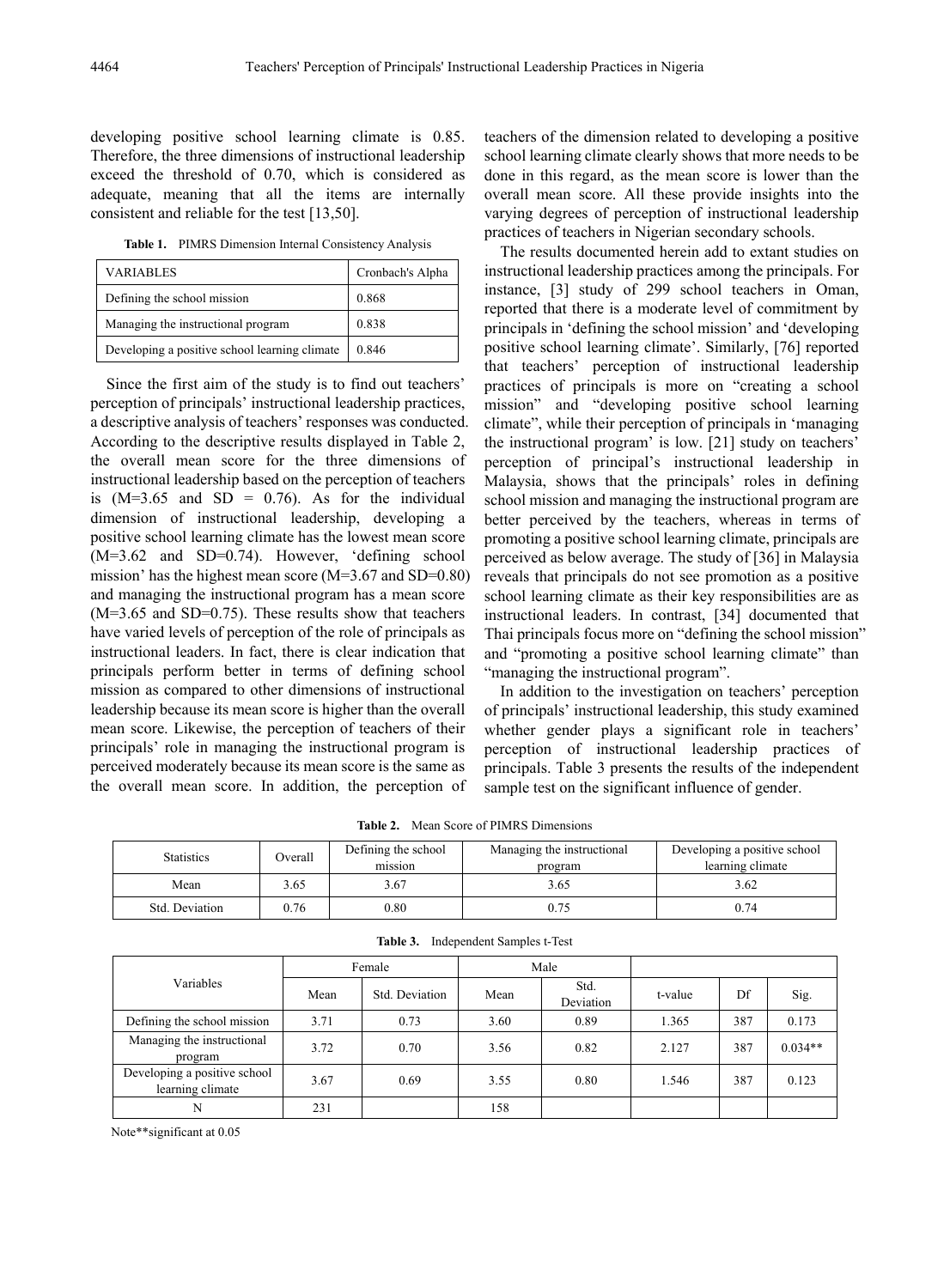developing positive school learning climate is 0.85. Therefore, the three dimensions of instructional leadership exceed the threshold of 0.70, which is considered as adequate, meaning that all the items are internally consistent and reliable for the test [13,50].

**Table 1.** PIMRS Dimension Internal Consistency Analysis

| VARIABLES | Cronbach's Alpha |
|---|---|
| Defining the school mission | 0.868 |
| Managing the instructional program | 0.838 |
| Developing a positive school learning climate | 0.846 |

Since the first aim of the study is to find out teachers' perception of principals' instructional leadership practices, a descriptive analysis of teachers' responses was conducted. According to the descriptive results displayed in Table 2, the overall mean score for the three dimensions of instructional leadership based on the perception of teachers is (M=3.65 and SD = 0.76). As for the individual dimension of instructional leadership, developing a positive school learning climate has the lowest mean score (M=3.62 and SD=0.74). However, 'defining school mission' has the highest mean score (M=3.67 and SD=0.80) and managing the instructional program has a mean score (M=3.65 and SD=0.75). These results show that teachers have varied levels of perception of the role of principals as instructional leaders. In fact, there is clear indication that principals perform better in terms of defining school mission as compared to other dimensions of instructional leadership because its mean score is higher than the overall mean score. Likewise, the perception of teachers of their principals' role in managing the instructional program is perceived moderately because its mean score is the same as the overall mean score. In addition, the perception of teachers of the dimension related to developing a positive school learning climate clearly shows that more needs to be done in this regard, as the mean score is lower than the overall mean score. All these provide insights into the varying degrees of perception of instructional leadership practices of teachers in Nigerian secondary schools.

The results documented herein add to extant studies on instructional leadership practices among the principals. For instance, [3] study of 299 school teachers in Oman, reported that there is a moderate level of commitment by principals in 'defining the school mission' and 'developing positive school learning climate'. Similarly, [76] reported that teachers' perception of instructional leadership practices of principals is more on "creating a school mission" and "developing positive school learning climate", while their perception of principals in 'managing the instructional program' is low. [21] study on teachers' perception of principal's instructional leadership in Malaysia, shows that the principals' roles in defining school mission and managing the instructional program are better perceived by the teachers, whereas in terms of promoting a positive school learning climate, principals are perceived as below average. The study of [36] in Malaysia reveals that principals do not see promotion as a positive school learning climate as their key responsibilities are as instructional leaders. In contrast, [34] documented that Thai principals focus more on "defining the school mission" and "promoting a positive school learning climate" than "managing the instructional program".

In addition to the investigation on teachers' perception of principals' instructional leadership, this study examined whether gender plays a significant role in teachers' perception of instructional leadership practices of principals. Table 3 presents the results of the independent sample test on the significant influence of gender.

**Table 2.** Mean Score of PIMRS Dimensions

| Statistics | Overall | Defining the school mission | Managing the instructional program | Developing a positive school learning climate |
|---|---|---|---|---|
| Mean | 3.65 | 3.67 | 3.65 | 3.62 |
| Std. Deviation | 0.76 | 0.80 | 0.75 | 0.74 |

**Table 3.** Independent Samples t-Test

| Variables | Female | | Male | | | | |
|---|---|---|---|---|---|---|---|
| | Mean | Std. Deviation | Mean | Std. Deviation | t-value | Df | Sig. |
| Defining the school mission | 3.71 | 0.73 | 3.60 | 0.89 | 1.365 | 387 | 0.173 |
| Managing the instructional program | 3.72 | 0.70 | 3.56 | 0.82 | 2.127 | 387 | 0.034** |
| Developing a positive school learning climate | 3.67 | 0.69 | 3.55 | 0.80 | 1.546 | 387 | 0.123 |
| N | 231 | | 158 | | | | |

Note**significant at 0.05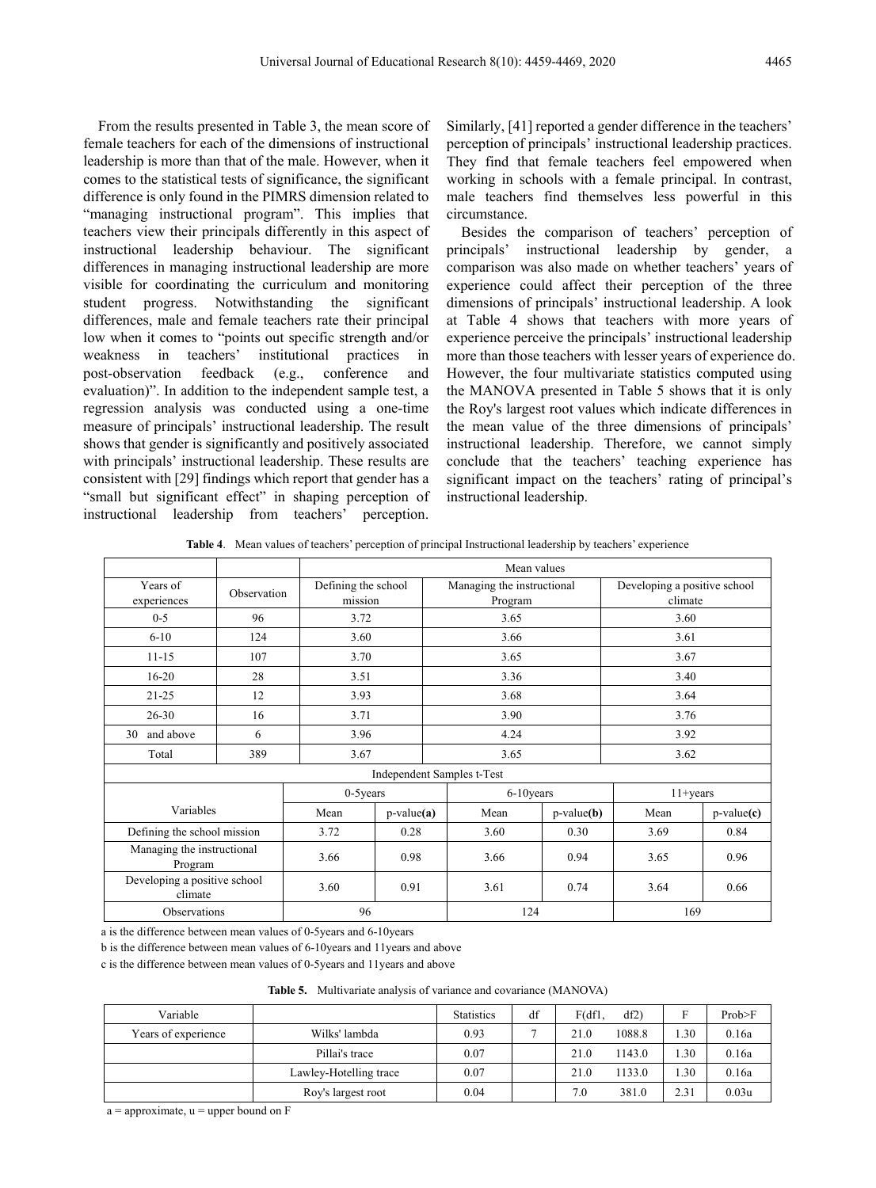From the results presented in Table 3, the mean score of female teachers for each of the dimensions of instructional leadership is more than that of the male. However, when it comes to the statistical tests of significance, the significant difference is only found in the PIMRS dimension related to "managing instructional program". This implies that teachers view their principals differently in this aspect of instructional leadership behaviour. The significant differences in managing instructional leadership are more visible for coordinating the curriculum and monitoring student progress. Notwithstanding the significant differences, male and female teachers rate their principal low when it comes to "points out specific strength and/or weakness in teachers' institutional practices in post-observation feedback (e.g., conference and evaluation)". In addition to the independent sample test, a regression analysis was conducted using a one-time measure of principals' instructional leadership. The result shows that gender is significantly and positively associated with principals' instructional leadership. These results are consistent with [29] findings which report that gender has a "small but significant effect" in shaping perception of instructional leadership from teachers' perception. Similarly, [41] reported a gender difference in the teachers' perception of principals' instructional leadership practices. They find that female teachers feel empowered when working in schools with a female principal. In contrast, male teachers find themselves less powerful in this circumstance.

Besides the comparison of teachers' perception of principals' instructional leadership by gender, a comparison was also made on whether teachers' years of experience could affect their perception of the three dimensions of principals' instructional leadership. A look at Table 4 shows that teachers with more years of experience perceive the principals' instructional leadership more than those teachers with lesser years of experience do. However, the four multivariate statistics computed using the MANOVA presented in Table 5 shows that it is only the Roy's largest root values which indicate differences in the mean value of the three dimensions of principals' instructional leadership. Therefore, we cannot simply conclude that the teachers' teaching experience has significant impact on the teachers' rating of principal's instructional leadership.

**Table 4**. Mean values of teachers' perception of principal Instructional leadership by teachers' experience

| | | Mean values | | |
|---|---|---|---|---|
| Years of experiences | Observation | Defining the school mission | Managing the instructional Program | Developing a positive school climate |
| 0-5 | 96 | 3.72 | 3.65 | 3.60 |
| 6-10 | 124 | 3.60 | 3.66 | 3.61 |
| 11-15 | 107 | 3.70 | 3.65 | 3.67 |
| 16-20 | 28 | 3.51 | 3.36 | 3.40 |
| 21-25 | 12 | 3.93 | 3.68 | 3.64 |
| 26-30 | 16 | 3.71 | 3.90 | 3.76 |
| 30 and above | 6 | 3.96 | 4.24 | 3.92 |
| Total | 389 | 3.67 | 3.65 | 3.62 |

Independent Samples t-Test

| Variables | 0-5years | | 6-10years | | 11+years | |
|---|---|---|---|---|---|---|
| | Mean | p-value**(a)** | Mean | p-value**(b)** | Mean | p-value**(c)** |
| Defining the school mission | 3.72 | 0.28 | 3.60 | 0.30 | 3.69 | 0.84 |
| Managing the instructional Program | 3.66 | 0.98 | 3.66 | 0.94 | 3.65 | 0.96 |
| Developing a positive school climate | 3.60 | 0.91 | 3.61 | 0.74 | 3.64 | 0.66 |
| Observations | 96 | | 124 | | 169 | |

a is the difference between mean values of 0-5years and 6-10years

b is the difference between mean values of 6-10years and 11years and above

c is the difference between mean values of 0-5years and 11years and above

**Table 5.** Multivariate analysis of variance and covariance (MANOVA)

| Variable | | Statistics | df | F(df1, | df2) | F | Prob>F |
|---|---|---|---|---|---|---|---|
| Years of experience | Wilks' lambda | 0.93 | 7 | 21.0 | 1088.8 | 1.30 | 0.16a |
| | Pillai's trace | 0.07 | | 21.0 | 1143.0 | 1.30 | 0.16a |
| | Lawley-Hotelling trace | 0.07 | | 21.0 | 1133.0 | 1.30 | 0.16a |
| | Roy's largest root | 0.04 | | 7.0 | 381.0 | 2.31 | 0.03u |

a = approximate, u = upper bound on F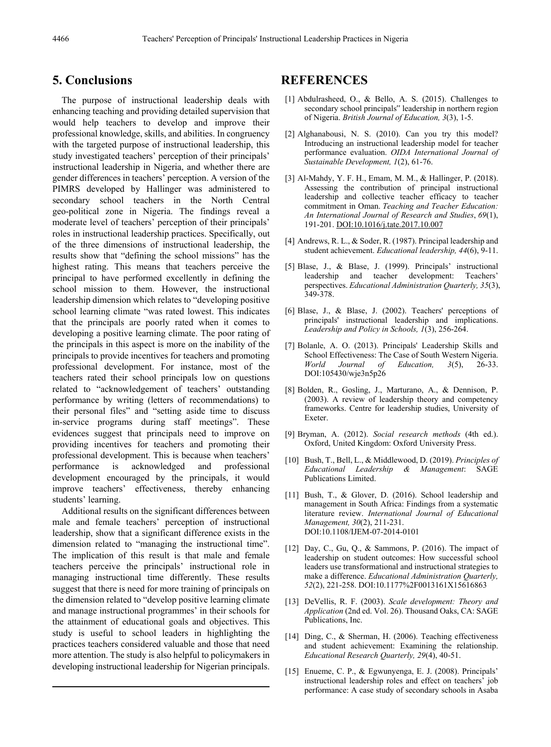## 5. Conclusions

The purpose of instructional leadership deals with enhancing teaching and providing detailed supervision that would help teachers to develop and improve their professional knowledge, skills, and abilities. In congruency with the targeted purpose of instructional leadership, this study investigated teachers' perception of their principals' instructional leadership in Nigeria, and whether there are gender differences in teachers' perception. A version of the PIMRS developed by Hallinger was administered to secondary school teachers in the North Central geo-political zone in Nigeria. The findings reveal a moderate level of teachers' perception of their principals' roles in instructional leadership practices. Specifically, out of the three dimensions of instructional leadership, the results show that "defining the school missions" has the highest rating. This means that teachers perceive the principal to have performed excellently in defining the school mission to them. However, the instructional leadership dimension which relates to "developing positive school learning climate "was rated lowest. This indicates that the principals are poorly rated when it comes to developing a positive learning climate. The poor rating of the principals in this aspect is more on the inability of the principals to provide incentives for teachers and promoting professional development. For instance, most of the teachers rated their school principals low on questions related to "acknowledgement of teachers' outstanding performance by writing (letters of recommendations) to their personal files" and "setting aside time to discuss in-service programs during staff meetings". These evidences suggest that principals need to improve on providing incentives for teachers and promoting their professional development. This is because when teachers' performance is acknowledged and professional development encouraged by the principals, it would improve teachers' effectiveness, thereby enhancing students' learning.

Additional results on the significant differences between male and female teachers' perception of instructional leadership, show that a significant difference exists in the dimension related to "managing the instructional time". The implication of this result is that male and female teachers perceive the principals' instructional role in managing instructional time differently. These results suggest that there is need for more training of principals on the dimension related to "develop positive learning climate and manage instructional programmes' in their schools for the attainment of educational goals and objectives. This study is useful to school leaders in highlighting the practices teachers considered valuable and those that need more attention. The study is also helpful to policymakers in developing instructional leadership for Nigerian principals.

## REFERENCES

[1] Abdulrasheed, O., & Bello, A. S. (2015). Challenges to secondary school principals" leadership in northern region of Nigeria. *British Journal of Education, 3*(3), 1-5.

[2] Alghanabousi, N. S. (2010). Can you try this model? Introducing an instructional leadership model for teacher performance evaluation. *OIDA International Journal of Sustainable Development, 1*(2), 61-76.

[3] Al-Mahdy, Y. F. H., Emam, M. M., & Hallinger, P. (2018). Assessing the contribution of principal instructional leadership and collective teacher efficacy to teacher commitment in Oman. *Teaching and Teacher Education: An International Journal of Research and Studies*, *69*(1), 191-201. DOI:10.1016/j.tate.2017.10.007

[4] Andrews, R. L., & Soder, R. (1987). Principal leadership and student achievement. *Educational leadership, 44*(6), 9-11.

[5] Blase, J., & Blase, J. (1999). Principals' instructional leadership and teacher development: Teachers' perspectives. *Educational Administration Quarterly, 35*(3), 349-378.

[6] Blase, J., & Blase, J. (2002). Teachers' perceptions of principals' instructional leadership and implications. *Leadership and Policy in Schools, 1*(3), 256-264.

[7] Bolanle, A. O. (2013). Principals' Leadership Skills and School Effectiveness: The Case of South Western Nigeria. *World Journal of Education, 3*(5), 26-33. DOI:105430/wje3n5p26

[8] Bolden, R., Gosling, J., Marturano, A., & Dennison, P. (2003). A review of leadership theory and competency frameworks. Centre for leadership studies, University of Exeter.

[9] Bryman, A. (2012). *Social research methods* (4th ed.). Oxford, United Kingdom: Oxford University Press.

[10] Bush, T., Bell, L., & Middlewood, D. (2019). *Principles of Educational Leadership & Management*: SAGE Publications Limited.

[11] Bush, T., & Glover, D. (2016). School leadership and management in South Africa: Findings from a systematic literature review. *International Journal of Educational Management, 30*(2), 211-231. DOI:10.1108/IJEM-07-2014-0101

[12] Day, C., Gu, Q., & Sammons, P. (2016). The impact of leadership on student outcomes: How successful school leaders use transformational and instructional strategies to make a difference. *Educational Administration Quarterly, 52*(2), 221-258. DOI:10.1177%2F0013161X15616863

[13] DeVellis, R. F. (2003). *Scale development: Theory and Application* (2nd ed. Vol. 26). Thousand Oaks, CA: SAGE Publications, Inc.

[14] Ding, C., & Sherman, H. (2006). Teaching effectiveness and student achievement: Examining the relationship. *Educational Research Quarterly, 29*(4), 40-51.

[15] Enueme, C. P., & Egwunyenga, E. J. (2008). Principals' instructional leadership roles and effect on teachers' job performance: A case study of secondary schools in Asaba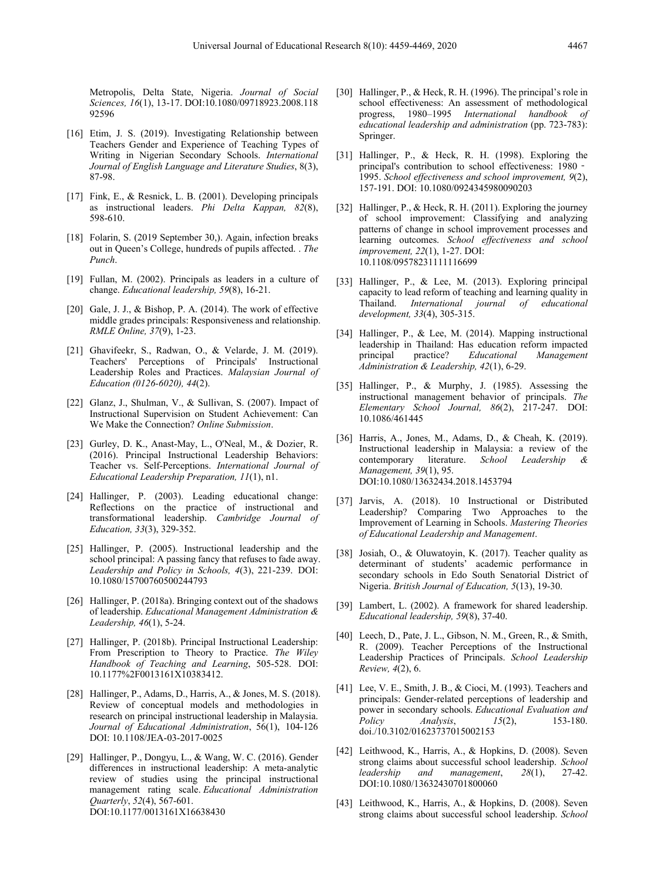Metropolis, Delta State, Nigeria. *Journal of Social Sciences, 16*(1), 13-17. DOI:10.1080/09718923.2008.11892596

[16] Etim, J. S. (2019). Investigating Relationship between Teachers Gender and Experience of Teaching Types of Writing in Nigerian Secondary Schools. *International Journal of English Language and Literature Studies*, 8(3), 87-98.

[17] Fink, E., & Resnick, L. B. (2001). Developing principals as instructional leaders. *Phi Delta Kappan, 82*(8), 598-610.

[18] Folarin, S. (2019 September 30,). Again, infection breaks out in Queen's College, hundreds of pupils affected. . *The Punch*.

[19] Fullan, M. (2002). Principals as leaders in a culture of change. *Educational leadership, 59*(8), 16-21.

[20] Gale, J. J., & Bishop, P. A. (2014). The work of effective middle grades principals: Responsiveness and relationship. *RMLE Online, 37*(9), 1-23.

[21] Ghavifeekr, S., Radwan, O., & Velarde, J. M. (2019). Teachers' Perceptions of Principals' Instructional Leadership Roles and Practices. *Malaysian Journal of Education (0126-6020), 44*(2).

[22] Glanz, J., Shulman, V., & Sullivan, S. (2007). Impact of Instructional Supervision on Student Achievement: Can We Make the Connection? *Online Submission*.

[23] Gurley, D. K., Anast-May, L., O'Neal, M., & Dozier, R. (2016). Principal Instructional Leadership Behaviors: Teacher vs. Self-Perceptions. *International Journal of Educational Leadership Preparation, 11*(1), n1.

[24] Hallinger, P. (2003). Leading educational change: Reflections on the practice of instructional and transformational leadership. *Cambridge Journal of Education, 33*(3), 329-352.

[25] Hallinger, P. (2005). Instructional leadership and the school principal: A passing fancy that refuses to fade away. *Leadership and Policy in Schools, 4*(3), 221-239. DOI: 10.1080/15700760500244793

[26] Hallinger, P. (2018a). Bringing context out of the shadows of leadership. *Educational Management Administration & Leadership, 46*(1), 5-24.

[27] Hallinger, P. (2018b). Principal Instructional Leadership: From Prescription to Theory to Practice. *The Wiley Handbook of Teaching and Learning*, 505-528. DOI: 10.1177%2F0013161X10383412.

[28] Hallinger, P., Adams, D., Harris, A., & Jones, M. S. (2018). Review of conceptual models and methodologies in research on principal instructional leadership in Malaysia. *Journal of Educational Administration*, 56(1), 104-126 DOI: 10.1108/JEA-03-2017-0025

[29] Hallinger, P., Dongyu, L., & Wang, W. C. (2016). Gender differences in instructional leadership: A meta-analytic review of studies using the principal instructional management rating scale. *Educational Administration Quarterly*, *52*(4), 567-601. DOI:10.1177/0013161X16638430

[30] Hallinger, P., & Heck, R. H. (1996). The principal's role in school effectiveness: An assessment of methodological progress, 1980–1995 *International handbook of educational leadership and administration* (pp. 723-783): Springer.

[31] Hallinger, P., & Heck, R. H. (1998). Exploring the principal's contribution to school effectiveness: 1980‐1995. *School effectiveness and school improvement, 9*(2), 157-191. DOI: 10.1080/0924345980090203

[32] Hallinger, P., & Heck, R. H. (2011). Exploring the journey of school improvement: Classifying and analyzing patterns of change in school improvement processes and learning outcomes. *School effectiveness and school improvement, 22*(1), 1-27. DOI: 10.1108/09578231111116699

[33] Hallinger, P., & Lee, M. (2013). Exploring principal capacity to lead reform of teaching and learning quality in Thailand. *International journal of educational development, 33*(4), 305-315.

[34] Hallinger, P., & Lee, M. (2014). Mapping instructional leadership in Thailand: Has education reform impacted principal practice? *Educational Management Administration & Leadership, 42*(1), 6-29.

[35] Hallinger, P., & Murphy, J. (1985). Assessing the instructional management behavior of principals. *The Elementary School Journal, 86*(2), 217-247. DOI: 10.1086/461445

[36] Harris, A., Jones, M., Adams, D., & Cheah, K. (2019). Instructional leadership in Malaysia: a review of the contemporary literature. *School Leadership & Management, 39*(1), 95. DOI:10.1080/13632434.2018.1453794

[37] Jarvis, A. (2018). 10 Instructional or Distributed Leadership? Comparing Two Approaches to the Improvement of Learning in Schools. *Mastering Theories of Educational Leadership and Management*.

[38] Josiah, O., & Oluwatoyin, K. (2017). Teacher quality as determinant of students' academic performance in secondary schools in Edo South Senatorial District of Nigeria. *British Journal of Education, 5*(13), 19-30.

[39] Lambert, L. (2002). A framework for shared leadership. *Educational leadership, 59*(8), 37-40.

[40] Leech, D., Pate, J. L., Gibson, N. M., Green, R., & Smith, R. (2009). Teacher Perceptions of the Instructional Leadership Practices of Principals. *School Leadership Review, 4*(2), 6.

[41] Lee, V. E., Smith, J. B., & Cioci, M. (1993). Teachers and principals: Gender-related perceptions of leadership and power in secondary schools. *Educational Evaluation and Policy Analysis*, *15*(2), 153-180. doi./10.3102/01623737015002153

[42] Leithwood, K., Harris, A., & Hopkins, D. (2008). Seven strong claims about successful school leadership. *School leadership and management*, *28*(1), 27-42. DOI:10.1080/13632430701800060

[43] Leithwood, K., Harris, A., & Hopkins, D. (2008). Seven strong claims about successful school leadership. *School*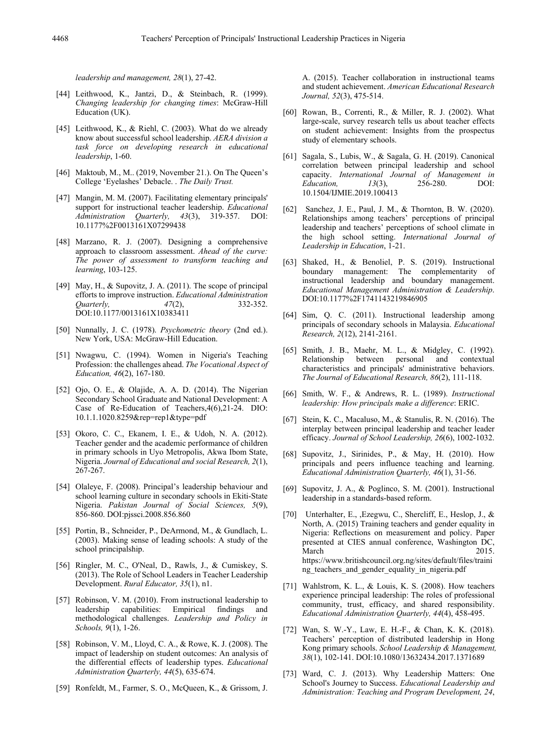*leadership and management, 28*(1), 27-42.

[44] Leithwood, K., Jantzi, D., & Steinbach, R. (1999). *Changing leadership for changing times*: McGraw-Hill Education (UK).

[45] Leithwood, K., & Riehl, C. (2003). What do we already know about successful school leadership. *AERA division a task force on developing research in educational leadership*, 1-60.

[46] Maktoub, M., M.. (2019, November 21.). On The Queen's College 'Eyelashes' Debacle. . *The Daily Trust.*

[47] Mangin, M. M. (2007). Facilitating elementary principals' support for instructional teacher leadership. *Educational Administration Quarterly, 43*(3), 319-357. DOI: 10.1177%2F0013161X07299438

[48] Marzano, R. J. (2007). Designing a comprehensive approach to classroom assessment. *Ahead of the curve: The power of assessment to transform teaching and learning*, 103-125.

[49] May, H., & Supovitz, J. A. (2011). The scope of principal efforts to improve instruction. *Educational Administration Quarterly, 47*(2), 332-352. DOI:10.1177/0013161X10383411

[50] Nunnally, J. C. (1978). *Psychometric theory* (2nd ed.). New York, USA: McGraw-Hill Education.

[51] Nwagwu, C. (1994). Women in Nigeria's Teaching Profession: the challenges ahead. *The Vocational Aspect of Education, 46*(2), 167-180.

[52] Ojo, O. E., & Olajide, A. A. D. (2014). The Nigerian Secondary School Graduate and National Development: A Case of Re-Education of Teachers,4(6),21-24. DIO: 10.1.1.1020.8259&rep=rep1&type=pdf

[53] Okoro, C. C., Ekanem, I. E., & Udoh, N. A. (2012). Teacher gender and the academic performance of children in primary schools in Uyo Metropolis, Akwa Ibom State, Nigeria. *Journal of Educational and social Research, 2*(1), 267-267.

[54] Olaleye, F. (2008). Principal's leadership behaviour and school learning culture in secondary schools in Ekiti-State Nigeria. *Pakistan Journal of Social Sciences, 5*(9), 856-860. DOI:pjssci.2008.856.860

[55] Portin, B., Schneider, P., DeArmond, M., & Gundlach, L. (2003). Making sense of leading schools: A study of the school principalship.

[56] Ringler, M. C., O'Neal, D., Rawls, J., & Cumiskey, S. (2013). The Role of School Leaders in Teacher Leadership Development. *Rural Educator, 35*(1), n1.

[57] Robinson, V. M. (2010). From instructional leadership to leadership capabilities: Empirical findings and methodological challenges. *Leadership and Policy in Schools, 9*(1), 1-26.

[58] Robinson, V. M., Lloyd, C. A., & Rowe, K. J. (2008). The impact of leadership on student outcomes: An analysis of the differential effects of leadership types. *Educational Administration Quarterly, 44*(5), 635-674.

[59] Ronfeldt, M., Farmer, S. O., McQueen, K., & Grissom, J. A. (2015). Teacher collaboration in instructional teams and student achievement. *American Educational Research Journal, 52*(3), 475-514.

[60] Rowan, B., Correnti, R., & Miller, R. J. (2002). What large-scale, survey research tells us about teacher effects on student achievement: Insights from the prospectus study of elementary schools.

[61] Sagala, S., Lubis, W., & Sagala, G. H. (2019). Canonical correlation between principal leadership and school capacity. *International Journal of Management in Education, 13*(3), 256-280. DOI: 10.1504/IJMIE.2019.100413

[62] Sanchez, J. E., Paul, J. M., & Thornton, B. W. (2020). Relationships among teachers' perceptions of principal leadership and teachers' perceptions of school climate in the high school setting. *International Journal of Leadership in Education*, 1-21.

[63] Shaked, H., & Benoliel, P. S. (2019). Instructional boundary management: The complementarity of instructional leadership and boundary management. *Educational Management Administration & Leadership*. DOI:10.1177%2F1741143219846905

[64] Sim, Q. C. (2011). Instructional leadership among principals of secondary schools in Malaysia. *Educational Research, 2*(12), 2141-2161.

[65] Smith, J. B., Maehr, M. L., & Midgley, C. (1992). Relationship between personal and contextual characteristics and principals' administrative behaviors. *The Journal of Educational Research, 86*(2), 111-118.

[66] Smith, W. F., & Andrews, R. L. (1989). *Instructional leadership: How principals make a difference*: ERIC.

[67] Stein, K. C., Macaluso, M., & Stanulis, R. N. (2016). The interplay between principal leadership and teacher leader efficacy. *Journal of School Leadership, 26*(6), 1002-1032.

[68] Supovitz, J., Sirinides, P., & May, H. (2010). How principals and peers influence teaching and learning. *Educational Administration Quarterly, 46*(1), 31-56.

[69] Supovitz, J. A., & Poglinco, S. M. (2001). Instructional leadership in a standards-based reform.

[70] Unterhalter, E., ,Ezegwu, C., Shercliff, E., Heslop, J., & North, A. (2015) Training teachers and gender equality in Nigeria: Reflections on measurement and policy. Paper presented at CIES annual conference, Washington DC, March 2015. https://www.britishcouncil.org.ng/sites/default/files/training_teachers_and_gender_equality_in_nigeria.pdf

[71] Wahlstrom, K. L., & Louis, K. S. (2008). How teachers experience principal leadership: The roles of professional community, trust, efficacy, and shared responsibility. *Educational Administration Quarterly, 44*(4), 458-495.

[72] Wan, S. W.-Y., Law, E. H.-F., & Chan, K. K. (2018). Teachers' perception of distributed leadership in Hong Kong primary schools. *School Leadership & Management, 38*(1), 102-141. DOI:10.1080/13632434.2017.1371689

[73] Ward, C. J. (2013). Why Leadership Matters: One School's Journey to Success. *Educational Leadership and Administration: Teaching and Program Development, 24*,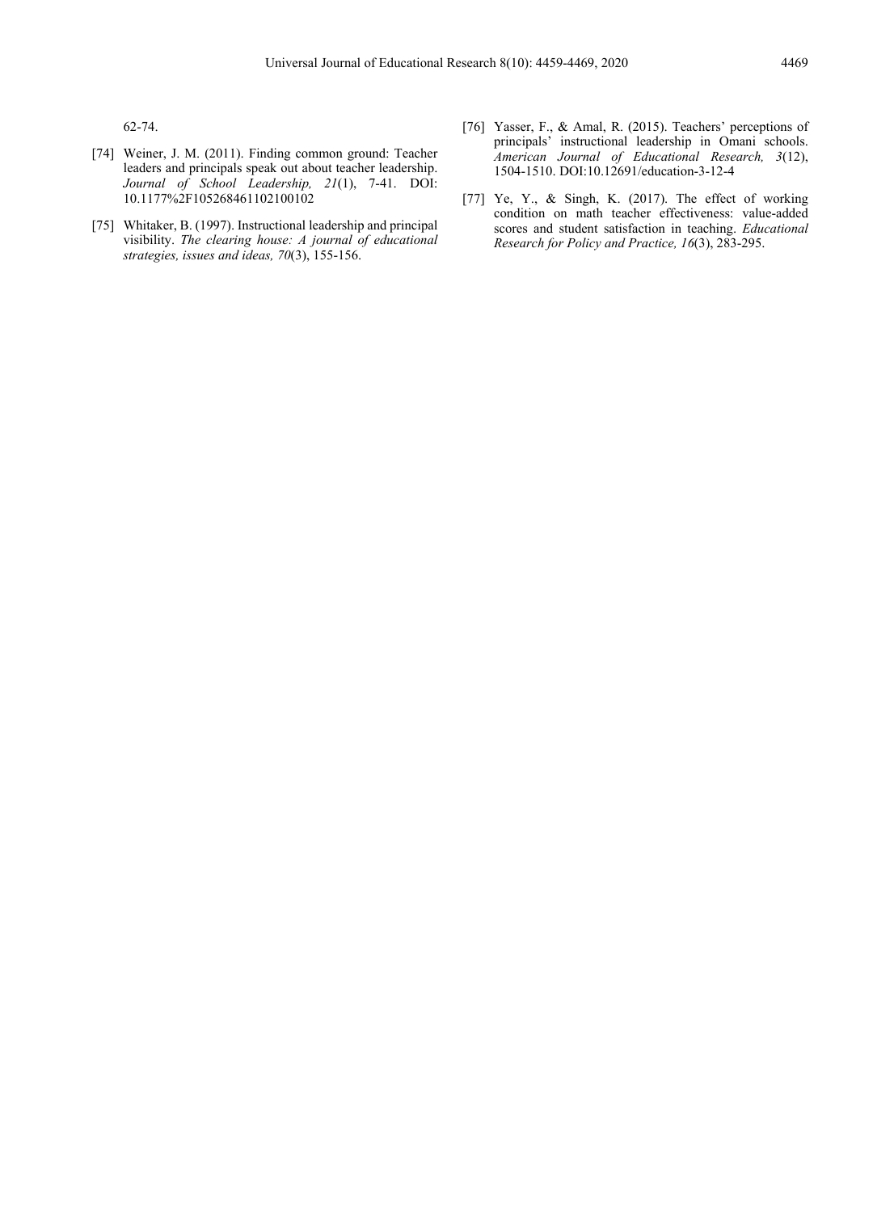62-74.

[74] Weiner, J. M. (2011). Finding common ground: Teacher leaders and principals speak out about teacher leadership. *Journal of School Leadership, 21*(1), 7-41. DOI: 10.1177%2F105268461102100102

[75] Whitaker, B. (1997). Instructional leadership and principal visibility. *The clearing house: A journal of educational strategies, issues and ideas, 70*(3), 155-156.

[76] Yasser, F., & Amal, R. (2015). Teachers' perceptions of principals' instructional leadership in Omani schools. *American Journal of Educational Research, 3*(12), 1504-1510. DOI:10.12691/education-3-12-4

[77] Ye, Y., & Singh, K. (2017). The effect of working condition on math teacher effectiveness: value-added scores and student satisfaction in teaching. *Educational Research for Policy and Practice, 16*(3), 283-295.